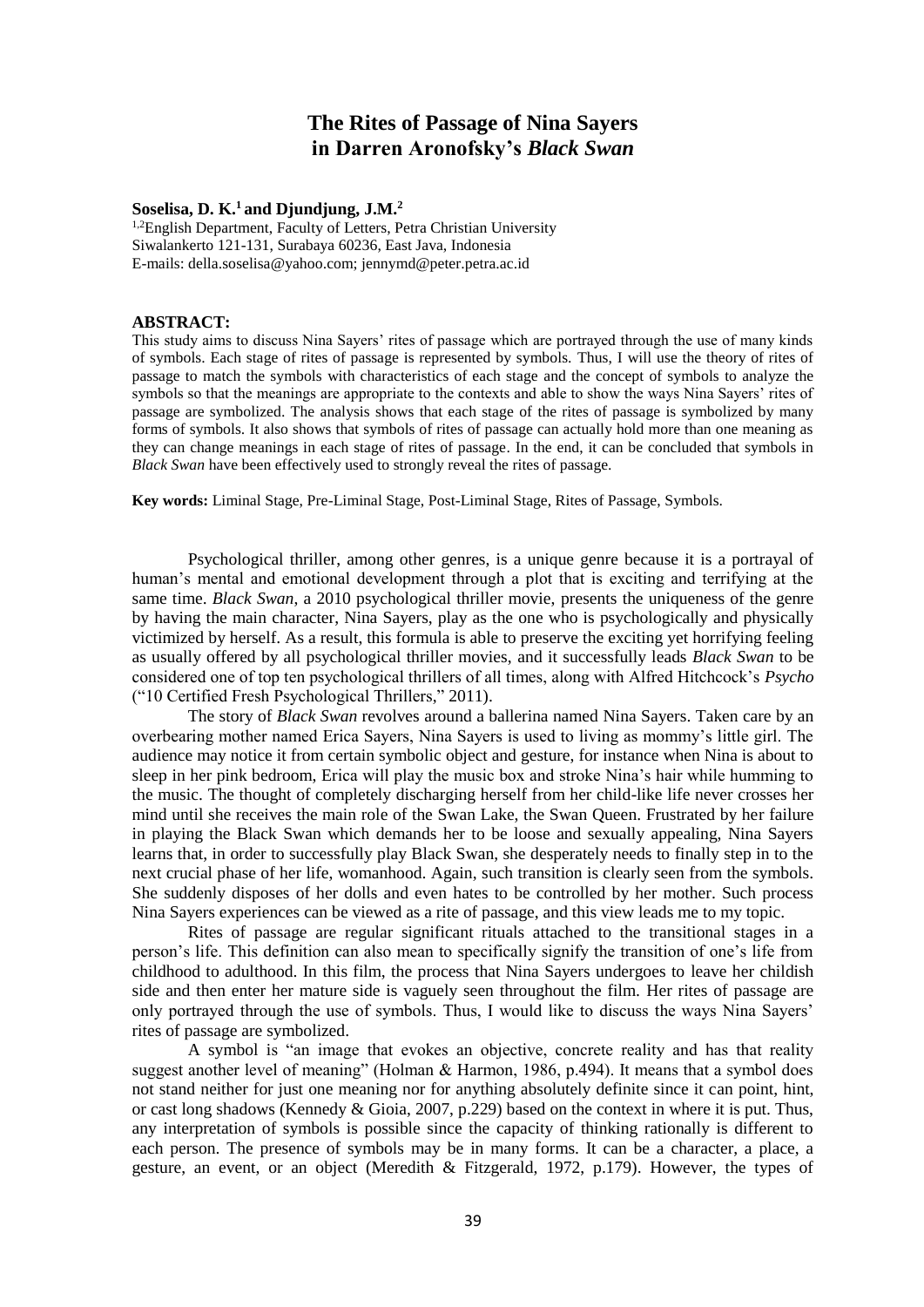# The Rites of Passage of Nina Sayers in Darren Aronofsky's *Black Swan*

**Soselisa, D. K.[1] and Djundjung, J.M.[2]**

[1,2]English Department, Faculty of Letters, Petra Christian University
Siwalankerto 121-131, Surabaya 60236, East Java, Indonesia
E-mails: della.soselisa@yahoo.com; jennymd@peter.petra.ac.id

**ABSTRACT:**

This study aims to discuss Nina Sayers' rites of passage which are portrayed through the use of many kinds of symbols. Each stage of rites of passage is represented by symbols. Thus, I will use the theory of rites of passage to match the symbols with characteristics of each stage and the concept of symbols to analyze the symbols so that the meanings are appropriate to the contexts and able to show the ways Nina Sayers' rites of passage are symbolized. The analysis shows that each stage of the rites of passage is symbolized by many forms of symbols. It also shows that symbols of rites of passage can actually hold more than one meaning as they can change meanings in each stage of rites of passage. In the end, it can be concluded that symbols in *Black Swan* have been effectively used to strongly reveal the rites of passage.

**Key words:** Liminal Stage, Pre-Liminal Stage, Post-Liminal Stage, Rites of Passage, Symbols.

Psychological thriller, among other genres, is a unique genre because it is a portrayal of human's mental and emotional development through a plot that is exciting and terrifying at the same time. *Black Swan*, a 2010 psychological thriller movie, presents the uniqueness of the genre by having the main character, Nina Sayers, play as the one who is psychologically and physically victimized by herself. As a result, this formula is able to preserve the exciting yet horrifying feeling as usually offered by all psychological thriller movies, and it successfully leads *Black Swan* to be considered one of top ten psychological thrillers of all times, along with Alfred Hitchcock's *Psycho* ("10 Certified Fresh Psychological Thrillers," 2011).

The story of *Black Swan* revolves around a ballerina named Nina Sayers. Taken care by an overbearing mother named Erica Sayers, Nina Sayers is used to living as mommy's little girl. The audience may notice it from certain symbolic object and gesture, for instance when Nina is about to sleep in her pink bedroom, Erica will play the music box and stroke Nina's hair while humming to the music. The thought of completely discharging herself from her child-like life never crosses her mind until she receives the main role of the Swan Lake, the Swan Queen. Frustrated by her failure in playing the Black Swan which demands her to be loose and sexually appealing, Nina Sayers learns that, in order to successfully play Black Swan, she desperately needs to finally step in to the next crucial phase of her life, womanhood. Again, such transition is clearly seen from the symbols. She suddenly disposes of her dolls and even hates to be controlled by her mother. Such process Nina Sayers experiences can be viewed as a rite of passage, and this view leads me to my topic.

Rites of passage are regular significant rituals attached to the transitional stages in a person's life. This definition can also mean to specifically signify the transition of one's life from childhood to adulthood. In this film, the process that Nina Sayers undergoes to leave her childish side and then enter her mature side is vaguely seen throughout the film. Her rites of passage are only portrayed through the use of symbols. Thus, I would like to discuss the ways Nina Sayers' rites of passage are symbolized.

A symbol is "an image that evokes an objective, concrete reality and has that reality suggest another level of meaning" (Holman & Harmon, 1986, p.494). It means that a symbol does not stand neither for just one meaning nor for anything absolutely definite since it can point, hint, or cast long shadows (Kennedy & Gioia, 2007, p.229) based on the context in where it is put. Thus, any interpretation of symbols is possible since the capacity of thinking rationally is different to each person. The presence of symbols may be in many forms. It can be a character, a place, a gesture, an event, or an object (Meredith & Fitzgerald, 1972, p.179). However, the types of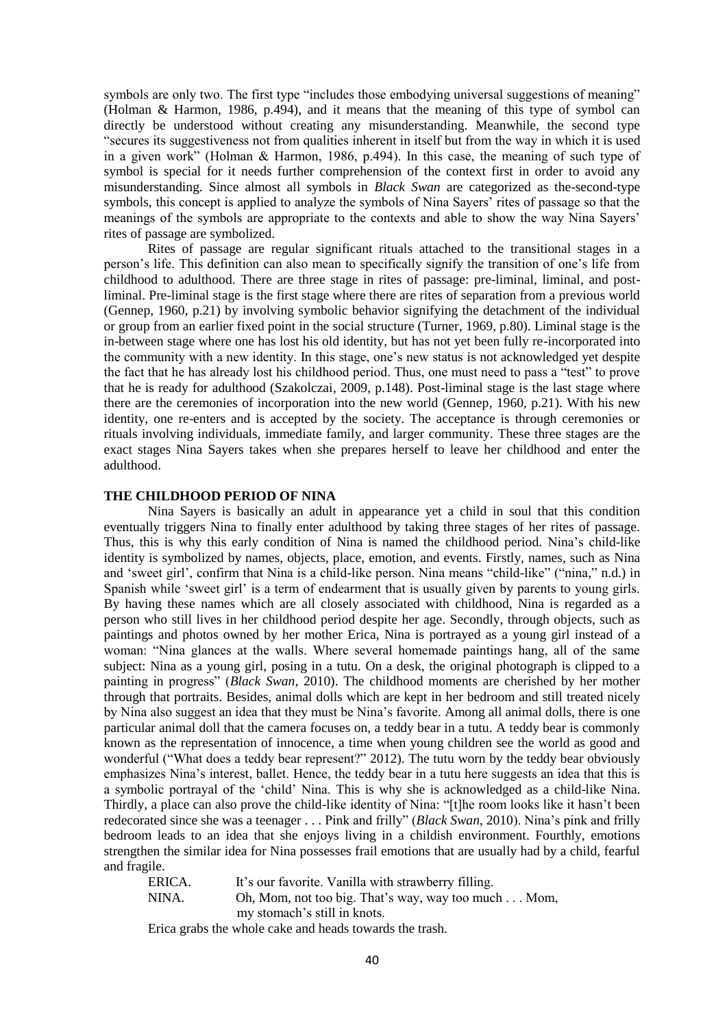symbols are only two. The first type "includes those embodying universal suggestions of meaning" (Holman & Harmon, 1986, p.494), and it means that the meaning of this type of symbol can directly be understood without creating any misunderstanding. Meanwhile, the second type "secures its suggestiveness not from qualities inherent in itself but from the way in which it is used in a given work" (Holman & Harmon, 1986, p.494). In this case, the meaning of such type of symbol is special for it needs further comprehension of the context first in order to avoid any misunderstanding. Since almost all symbols in *Black Swan* are categorized as the-second-type symbols, this concept is applied to analyze the symbols of Nina Sayers' rites of passage so that the meanings of the symbols are appropriate to the contexts and able to show the way Nina Sayers' rites of passage are symbolized.

Rites of passage are regular significant rituals attached to the transitional stages in a person's life. This definition can also mean to specifically signify the transition of one's life from childhood to adulthood. There are three stage in rites of passage: pre-liminal, liminal, and post-liminal. Pre-liminal stage is the first stage where there are rites of separation from a previous world (Gennep, 1960, p.21) by involving symbolic behavior signifying the detachment of the individual or group from an earlier fixed point in the social structure (Turner, 1969, p.80). Liminal stage is the in-between stage where one has lost his old identity, but has not yet been fully re-incorporated into the community with a new identity. In this stage, one's new status is not acknowledged yet despite the fact that he has already lost his childhood period. Thus, one must need to pass a "test" to prove that he is ready for adulthood (Szakolczai, 2009, p.148). Post-liminal stage is the last stage where there are the ceremonies of incorporation into the new world (Gennep, 1960, p.21). With his new identity, one re-enters and is accepted by the society. The acceptance is through ceremonies or rituals involving individuals, immediate family, and larger community. These three stages are the exact stages Nina Sayers takes when she prepares herself to leave her childhood and enter the adulthood.

## THE CHILDHOOD PERIOD OF NINA

Nina Sayers is basically an adult in appearance yet a child in soul that this condition eventually triggers Nina to finally enter adulthood by taking three stages of her rites of passage. Thus, this is why this early condition of Nina is named the childhood period. Nina's child-like identity is symbolized by names, objects, place, emotion, and events. Firstly, names, such as Nina and 'sweet girl', confirm that Nina is a child-like person. Nina means "child-like" ("nina," n.d.) in Spanish while 'sweet girl' is a term of endearment that is usually given by parents to young girls. By having these names which are all closely associated with childhood, Nina is regarded as a person who still lives in her childhood period despite her age. Secondly, through objects, such as paintings and photos owned by her mother Erica, Nina is portrayed as a young girl instead of a woman: "Nina glances at the walls. Where several homemade paintings hang, all of the same subject: Nina as a young girl, posing in a tutu. On a desk, the original photograph is clipped to a painting in progress" (*Black Swan*, 2010). The childhood moments are cherished by her mother through that portraits. Besides, animal dolls which are kept in her bedroom and still treated nicely by Nina also suggest an idea that they must be Nina's favorite. Among all animal dolls, there is one particular animal doll that the camera focuses on, a teddy bear in a tutu. A teddy bear is commonly known as the representation of innocence, a time when young children see the world as good and wonderful ("What does a teddy bear represent?" 2012). The tutu worn by the teddy bear obviously emphasizes Nina's interest, ballet. Hence, the teddy bear in a tutu here suggests an idea that this is a symbolic portrayal of the 'child' Nina. This is why she is acknowledged as a child-like Nina. Thirdly, a place can also prove the child-like identity of Nina: "[t]he room looks like it hasn't been redecorated since she was a teenager . . . Pink and frilly" (*Black Swan*, 2010). Nina's pink and frilly bedroom leads to an idea that she enjoys living in a childish environment. Fourthly, emotions strengthen the similar idea for Nina possesses frail emotions that are usually had by a child, fearful and fragile.

ERICA. It's our favorite. Vanilla with strawberry filling.
NINA. Oh, Mom, not too big. That's way, way too much . . . Mom, my stomach's still in knots.

Erica grabs the whole cake and heads towards the trash.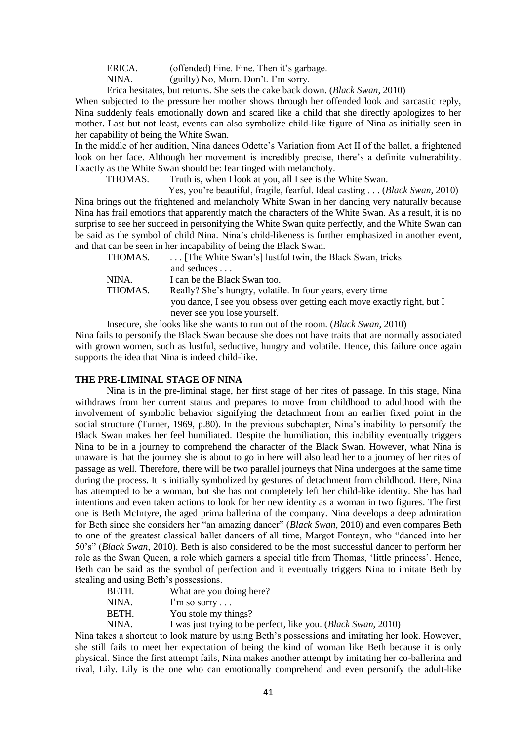ERICA. (offended) Fine. Fine. Then it's garbage.
NINA. (guilty) No, Mom. Don't. I'm sorry.

Erica hesitates, but returns. She sets the cake back down. (*Black Swan*, 2010)

When subjected to the pressure her mother shows through her offended look and sarcastic reply, Nina suddenly feals emotionally down and scared like a child that she directly apologizes to her mother. Last but not least, events can also symbolize child-like figure of Nina as initially seen in her capability of being the White Swan.

In the middle of her audition, Nina dances Odette's Variation from Act II of the ballet, a frightened look on her face. Although her movement is incredibly precise, there's a definite vulnerability. Exactly as the White Swan should be: fear tinged with melancholy.

THOMAS. Truth is, when I look at you, all I see is the White Swan.
Yes, you're beautiful, fragile, fearful. Ideal casting . . . (*Black Swan*, 2010)

Nina brings out the frightened and melancholy White Swan in her dancing very naturally because Nina has frail emotions that apparently match the characters of the White Swan. As a result, it is no surprise to see her succeed in personifying the White Swan quite perfectly, and the White Swan can be said as the symbol of child Nina. Nina's child-likeness is further emphasized in another event, and that can be seen in her incapability of being the Black Swan.

THOMAS. . . . [The White Swan's] lustful twin, the Black Swan, tricks and seduces . . .
NINA. I can be the Black Swan too.
THOMAS. Really? She's hungry, volatile. In four years, every time you dance, I see you obsess over getting each move exactly right, but I never see you lose yourself.

Insecure, she looks like she wants to run out of the room. (*Black Swan*, 2010)

Nina fails to personify the Black Swan because she does not have traits that are normally associated with grown women, such as lustful, seductive, hungry and volatile. Hence, this failure once again supports the idea that Nina is indeed child-like.

## THE PRE-LIMINAL STAGE OF NINA

Nina is in the pre-liminal stage, her first stage of her rites of passage. In this stage, Nina withdraws from her current status and prepares to move from childhood to adulthood with the involvement of symbolic behavior signifying the detachment from an earlier fixed point in the social structure (Turner, 1969, p.80). In the previous subchapter, Nina's inability to personify the Black Swan makes her feel humiliated. Despite the humiliation, this inability eventually triggers Nina to be in a journey to comprehend the character of the Black Swan. However, what Nina is unaware is that the journey she is about to go in here will also lead her to a journey of her rites of passage as well. Therefore, there will be two parallel journeys that Nina undergoes at the same time during the process. It is initially symbolized by gestures of detachment from childhood. Here, Nina has attempted to be a woman, but she has not completely left her child-like identity. She has had intentions and even taken actions to look for her new identity as a woman in two figures. The first one is Beth McIntyre, the aged prima ballerina of the company. Nina develops a deep admiration for Beth since she considers her "an amazing dancer" (*Black Swan*, 2010) and even compares Beth to one of the greatest classical ballet dancers of all time, Margot Fonteyn, who "danced into her 50's" (*Black Swan*, 2010). Beth is also considered to be the most successful dancer to perform her role as the Swan Queen, a role which garners a special title from Thomas, 'little princess'. Hence, Beth can be said as the symbol of perfection and it eventually triggers Nina to imitate Beth by stealing and using Beth's possessions.

BETH. What are you doing here?
NINA. I'm so sorry . . .
BETH. You stole my things?
NINA. I was just trying to be perfect, like you. (*Black Swan*, 2010)

Nina takes a shortcut to look mature by using Beth's possessions and imitating her look. However, she still fails to meet her expectation of being the kind of woman like Beth because it is only physical. Since the first attempt fails, Nina makes another attempt by imitating her co-ballerina and rival, Lily. Lily is the one who can emotionally comprehend and even personify the adult-like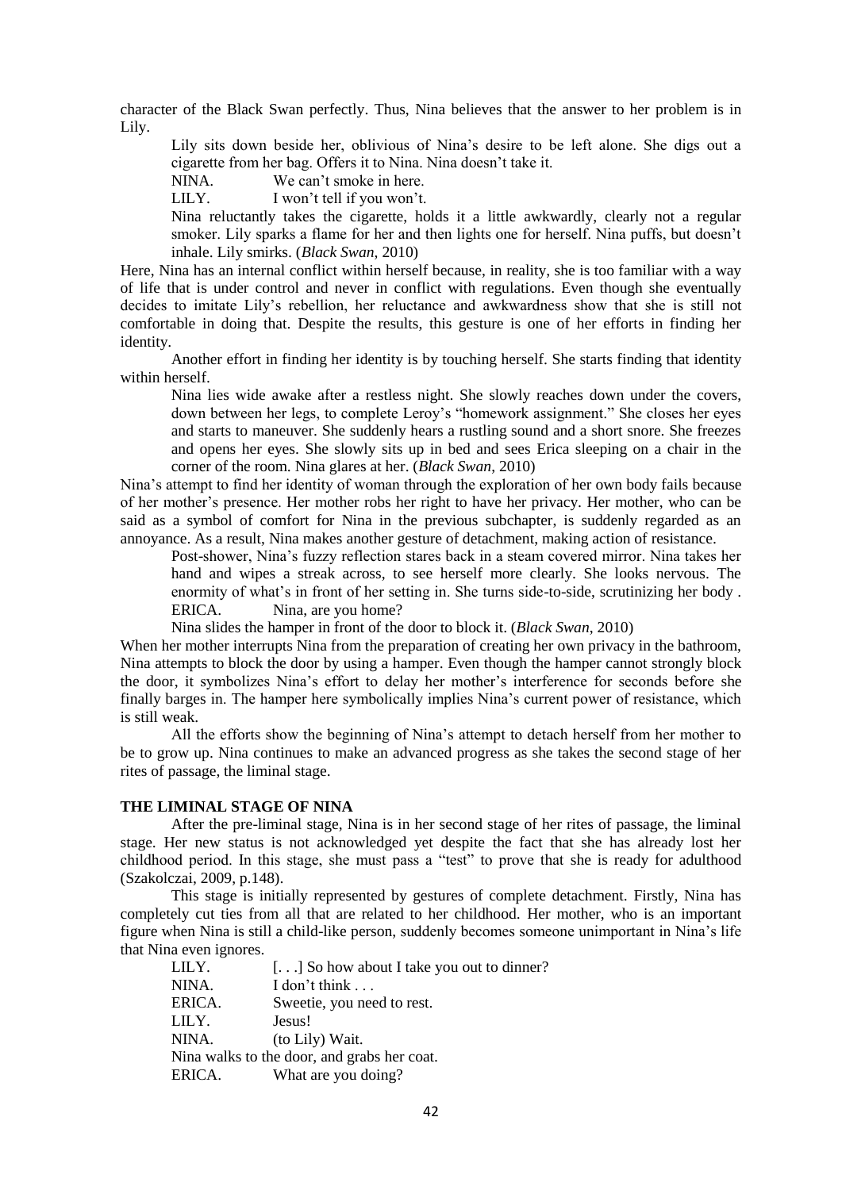character of the Black Swan perfectly. Thus, Nina believes that the answer to her problem is in Lily.

> Lily sits down beside her, oblivious of Nina's desire to be left alone. She digs out a cigarette from her bag. Offers it to Nina. Nina doesn't take it.
>
> NINA. We can't smoke in here.
>
> LILY. I won't tell if you won't.
>
> Nina reluctantly takes the cigarette, holds it a little awkwardly, clearly not a regular smoker. Lily sparks a flame for her and then lights one for herself. Nina puffs, but doesn't inhale. Lily smirks. (*Black Swan*, 2010)

Here, Nina has an internal conflict within herself because, in reality, she is too familiar with a way of life that is under control and never in conflict with regulations. Even though she eventually decides to imitate Lily's rebellion, her reluctance and awkwardness show that she is still not comfortable in doing that. Despite the results, this gesture is one of her efforts in finding her identity.

Another effort in finding her identity is by touching herself. She starts finding that identity within herself.

> Nina lies wide awake after a restless night. She slowly reaches down under the covers, down between her legs, to complete Leroy's "homework assignment." She closes her eyes and starts to maneuver. She suddenly hears a rustling sound and a short snore. She freezes and opens her eyes. She slowly sits up in bed and sees Erica sleeping on a chair in the corner of the room. Nina glares at her. (*Black Swan*, 2010)

Nina's attempt to find her identity of woman through the exploration of her own body fails because of her mother's presence. Her mother robs her right to have her privacy. Her mother, who can be said as a symbol of comfort for Nina in the previous subchapter, is suddenly regarded as an annoyance. As a result, Nina makes another gesture of detachment, making action of resistance.

> Post-shower, Nina's fuzzy reflection stares back in a steam covered mirror. Nina takes her hand and wipes a streak across, to see herself more clearly. She looks nervous. The enormity of what's in front of her setting in. She turns side-to-side, scrutinizing her body .
>
> ERICA. Nina, are you home?
>
> Nina slides the hamper in front of the door to block it. (*Black Swan*, 2010)

When her mother interrupts Nina from the preparation of creating her own privacy in the bathroom, Nina attempts to block the door by using a hamper. Even though the hamper cannot strongly block the door, it symbolizes Nina's effort to delay her mother's interference for seconds before she finally barges in. The hamper here symbolically implies Nina's current power of resistance, which is still weak.

All the efforts show the beginning of Nina's attempt to detach herself from her mother to be to grow up. Nina continues to make an advanced progress as she takes the second stage of her rites of passage, the liminal stage.

**THE LIMINAL STAGE OF NINA**

After the pre-liminal stage, Nina is in her second stage of her rites of passage, the liminal stage. Her new status is not acknowledged yet despite the fact that she has already lost her childhood period. In this stage, she must pass a "test" to prove that she is ready for adulthood (Szakolczai, 2009, p.148).

This stage is initially represented by gestures of complete detachment. Firstly, Nina has completely cut ties from all that are related to her childhood. Her mother, who is an important figure when Nina is still a child-like person, suddenly becomes someone unimportant in Nina's life that Nina even ignores.

> LILY. [. . .] So how about I take you out to dinner?
>
> NINA. I don't think . . .
>
> ERICA. Sweetie, you need to rest.
>
> LILY. Jesus!
>
> NINA. (to Lily) Wait.
>
> Nina walks to the door, and grabs her coat.
>
> ERICA. What are you doing?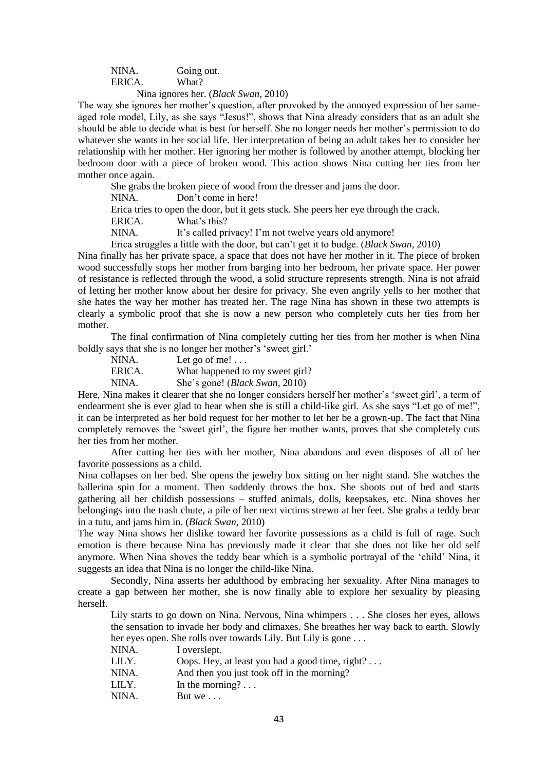NINA. Going out.
ERICA. What?

Nina ignores her. (*Black Swan*, 2010)

The way she ignores her mother's question, after provoked by the annoyed expression of her same-aged role model, Lily, as she says "Jesus!", shows that Nina already considers that as an adult she should be able to decide what is best for herself. She no longer needs her mother's permission to do whatever she wants in her social life. Her interpretation of being an adult takes her to consider her relationship with her mother. Her ignoring her mother is followed by another attempt, blocking her bedroom door with a piece of broken wood. This action shows Nina cutting her ties from her mother once again.

> She grabs the broken piece of wood from the dresser and jams the door.
>
> NINA. Don't come in here!
>
> Erica tries to open the door, but it gets stuck. She peers her eye through the crack.
>
> ERICA. What's this?
>
> NINA. It's called privacy! I'm not twelve years old anymore!
>
> Erica struggles a little with the door, but can't get it to budge. (*Black Swan*, 2010)

Nina finally has her private space, a space that does not have her mother in it. The piece of broken wood successfully stops her mother from barging into her bedroom, her private space. Her power of resistance is reflected through the wood, a solid structure represents strength. Nina is not afraid of letting her mother know about her desire for privacy. She even angrily yells to her mother that she hates the way her mother has treated her. The rage Nina has shown in these two attempts is clearly a symbolic proof that she is now a new person who completely cuts her ties from her mother.

The final confirmation of Nina completely cutting her ties from her mother is when Nina boldly says that she is no longer her mother's 'sweet girl.'

> NINA. Let go of me! . . .
>
> ERICA. What happened to my sweet girl?
>
> NINA. She's gone! (*Black Swan*, 2010)

Here, Nina makes it clearer that she no longer considers herself her mother's 'sweet girl', a term of endearment she is ever glad to hear when she is still a child-like girl. As she says "Let go of me!", it can be interpreted as her bold request for her mother to let her be a grown-up. The fact that Nina completely removes the 'sweet girl', the figure her mother wants, proves that she completely cuts her ties from her mother.

After cutting her ties with her mother, Nina abandons and even disposes of all of her favorite possessions as a child.

Nina collapses on her bed. She opens the jewelry box sitting on her night stand. She watches the ballerina spin for a moment. Then suddenly throws the box. She shoots out of bed and starts gathering all her childish possessions – stuffed animals, dolls, keepsakes, etc. Nina shoves her belongings into the trash chute, a pile of her next victims strewn at her feet. She grabs a teddy bear in a tutu, and jams him in. (*Black Swan*, 2010)

The way Nina shows her dislike toward her favorite possessions as a child is full of rage. Such emotion is there because Nina has previously made it clear that she does not like her old self anymore. When Nina shoves the teddy bear which is a symbolic portrayal of the 'child' Nina, it suggests an idea that Nina is no longer the child-like Nina.

Secondly, Nina asserts her adulthood by embracing her sexuality. After Nina manages to create a gap between her mother, she is now finally able to explore her sexuality by pleasing herself.

> Lily starts to go down on Nina. Nervous, Nina whimpers . . . She closes her eyes, allows the sensation to invade her body and climaxes. She breathes her way back to earth. Slowly her eyes open. She rolls over towards Lily. But Lily is gone . . .
>
> NINA. I overslept.
>
> LILY. Oops. Hey, at least you had a good time, right? . . .
>
> NINA. And then you just took off in the morning?
>
> LILY. In the morning? . . .
>
> NINA. But we . . .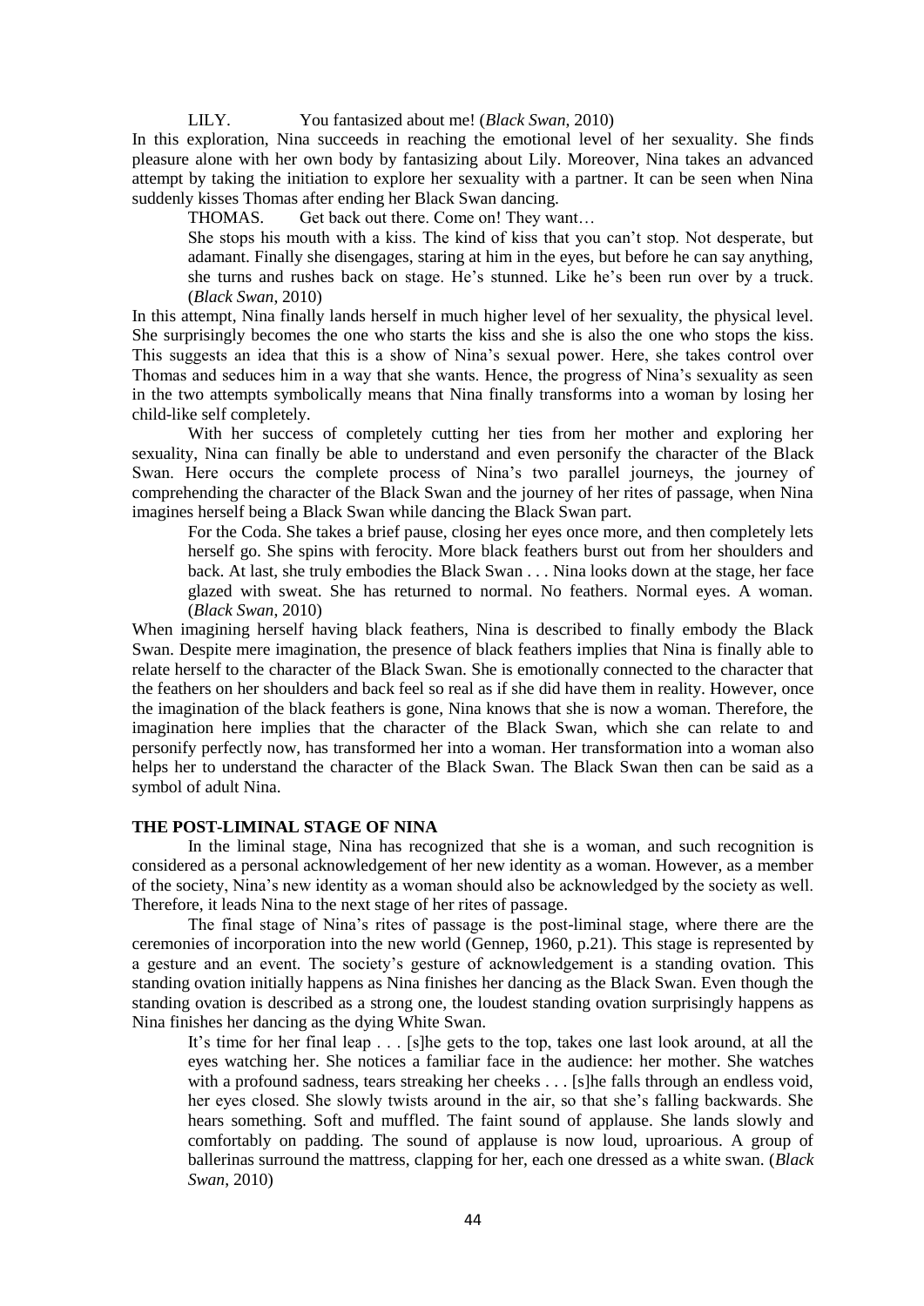LILY. You fantasized about me! (*Black Swan*, 2010)

In this exploration, Nina succeeds in reaching the emotional level of her sexuality. She finds pleasure alone with her own body by fantasizing about Lily. Moreover, Nina takes an advanced attempt by taking the initiation to explore her sexuality with a partner. It can be seen when Nina suddenly kisses Thomas after ending her Black Swan dancing.

> THOMAS. Get back out there. Come on! They want…
>
> She stops his mouth with a kiss. The kind of kiss that you can't stop. Not desperate, but adamant. Finally she disengages, staring at him in the eyes, but before he can say anything, she turns and rushes back on stage. He's stunned. Like he's been run over by a truck. (*Black Swan*, 2010)

In this attempt, Nina finally lands herself in much higher level of her sexuality, the physical level. She surprisingly becomes the one who starts the kiss and she is also the one who stops the kiss. This suggests an idea that this is a show of Nina's sexual power. Here, she takes control over Thomas and seduces him in a way that she wants. Hence, the progress of Nina's sexuality as seen in the two attempts symbolically means that Nina finally transforms into a woman by losing her child-like self completely.

With her success of completely cutting her ties from her mother and exploring her sexuality, Nina can finally be able to understand and even personify the character of the Black Swan. Here occurs the complete process of Nina's two parallel journeys, the journey of comprehending the character of the Black Swan and the journey of her rites of passage, when Nina imagines herself being a Black Swan while dancing the Black Swan part.

> For the Coda. She takes a brief pause, closing her eyes once more, and then completely lets herself go. She spins with ferocity. More black feathers burst out from her shoulders and back. At last, she truly embodies the Black Swan . . . Nina looks down at the stage, her face glazed with sweat. She has returned to normal. No feathers. Normal eyes. A woman. (*Black Swan*, 2010)

When imagining herself having black feathers, Nina is described to finally embody the Black Swan. Despite mere imagination, the presence of black feathers implies that Nina is finally able to relate herself to the character of the Black Swan. She is emotionally connected to the character that the feathers on her shoulders and back feel so real as if she did have them in reality. However, once the imagination of the black feathers is gone, Nina knows that she is now a woman. Therefore, the imagination here implies that the character of the Black Swan, which she can relate to and personify perfectly now, has transformed her into a woman. Her transformation into a woman also helps her to understand the character of the Black Swan. The Black Swan then can be said as a symbol of adult Nina.

## THE POST-LIMINAL STAGE OF NINA

In the liminal stage, Nina has recognized that she is a woman, and such recognition is considered as a personal acknowledgement of her new identity as a woman. However, as a member of the society, Nina's new identity as a woman should also be acknowledged by the society as well. Therefore, it leads Nina to the next stage of her rites of passage.

The final stage of Nina's rites of passage is the post-liminal stage, where there are the ceremonies of incorporation into the new world (Gennep, 1960, p.21). This stage is represented by a gesture and an event. The society's gesture of acknowledgement is a standing ovation. This standing ovation initially happens as Nina finishes her dancing as the Black Swan. Even though the standing ovation is described as a strong one, the loudest standing ovation surprisingly happens as Nina finishes her dancing as the dying White Swan.

> It's time for her final leap . . . [s]he gets to the top, takes one last look around, at all the eyes watching her. She notices a familiar face in the audience: her mother. She watches with a profound sadness, tears streaking her cheeks . . . [s]he falls through an endless void, her eyes closed. She slowly twists around in the air, so that she's falling backwards. She hears something. Soft and muffled. The faint sound of applause. She lands slowly and comfortably on padding. The sound of applause is now loud, uproarious. A group of ballerinas surround the mattress, clapping for her, each one dressed as a white swan. (*Black Swan*, 2010)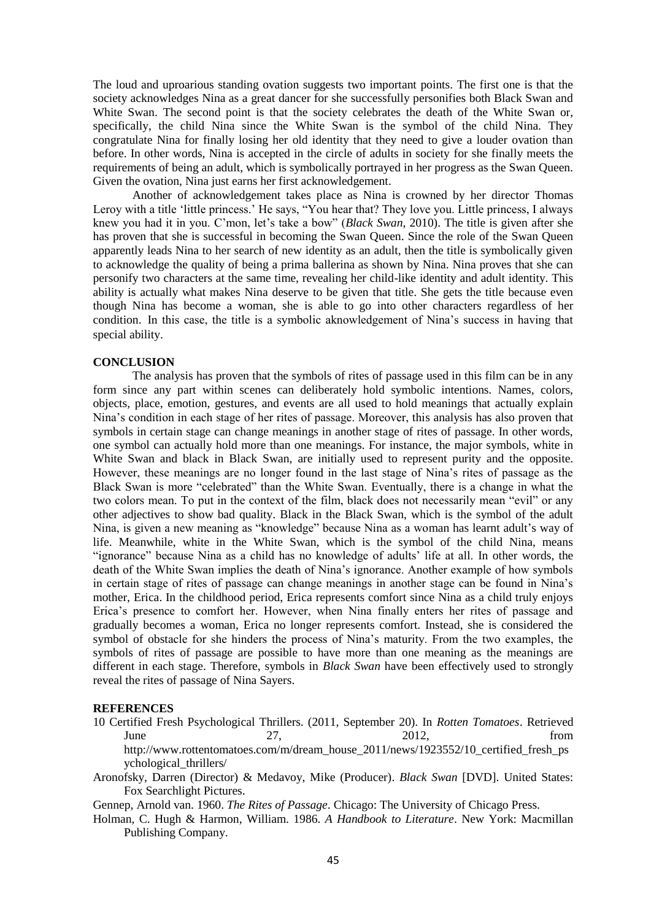The loud and uproarious standing ovation suggests two important points. The first one is that the society acknowledges Nina as a great dancer for she successfully personifies both Black Swan and White Swan. The second point is that the society celebrates the death of the White Swan or, specifically, the child Nina since the White Swan is the symbol of the child Nina. They congratulate Nina for finally losing her old identity that they need to give a louder ovation than before. In other words, Nina is accepted in the circle of adults in society for she finally meets the requirements of being an adult, which is symbolically portrayed in her progress as the Swan Queen. Given the ovation, Nina just earns her first acknowledgement.

Another of acknowledgement takes place as Nina is crowned by her director Thomas Leroy with a title 'little princess.' He says, "You hear that? They love you. Little princess, I always knew you had it in you. C'mon, let's take a bow" (*Black Swan*, 2010). The title is given after she has proven that she is successful in becoming the Swan Queen. Since the role of the Swan Queen apparently leads Nina to her search of new identity as an adult, then the title is symbolically given to acknowledge the quality of being a prima ballerina as shown by Nina. Nina proves that she can personify two characters at the same time, revealing her child-like identity and adult identity. This ability is actually what makes Nina deserve to be given that title. She gets the title because even though Nina has become a woman, she is able to go into other characters regardless of her condition. In this case, the title is a symbolic aknowledgement of Nina's success in having that special ability.

## CONCLUSION

The analysis has proven that the symbols of rites of passage used in this film can be in any form since any part within scenes can deliberately hold symbolic intentions. Names, colors, objects, place, emotion, gestures, and events are all used to hold meanings that actually explain Nina's condition in each stage of her rites of passage. Moreover, this analysis has also proven that symbols in certain stage can change meanings in another stage of rites of passage. In other words, one symbol can actually hold more than one meanings. For instance, the major symbols, white in White Swan and black in Black Swan, are initially used to represent purity and the opposite. However, these meanings are no longer found in the last stage of Nina's rites of passage as the Black Swan is more "celebrated" than the White Swan. Eventually, there is a change in what the two colors mean. To put in the context of the film, black does not necessarily mean "evil" or any other adjectives to show bad quality. Black in the Black Swan, which is the symbol of the adult Nina, is given a new meaning as "knowledge" because Nina as a woman has learnt adult's way of life. Meanwhile, white in the White Swan, which is the symbol of the child Nina, means "ignorance" because Nina as a child has no knowledge of adults' life at all. In other words, the death of the White Swan implies the death of Nina's ignorance. Another example of how symbols in certain stage of rites of passage can change meanings in another stage can be found in Nina's mother, Erica. In the childhood period, Erica represents comfort since Nina as a child truly enjoys Erica's presence to comfort her. However, when Nina finally enters her rites of passage and gradually becomes a woman, Erica no longer represents comfort. Instead, she is considered the symbol of obstacle for she hinders the process of Nina's maturity. From the two examples, the symbols of rites of passage are possible to have more than one meaning as the meanings are different in each stage. Therefore, symbols in *Black Swan* have been effectively used to strongly reveal the rites of passage of Nina Sayers.

## REFERENCES

10 Certified Fresh Psychological Thrillers. (2011, September 20). In *Rotten Tomatoes*. Retrieved June 27, 2012, from http://www.rottentomatoes.com/m/dream_house_2011/news/1923552/10_certified_fresh_psychological_thrillers/

Aronofsky, Darren (Director) & Medavoy, Mike (Producer). *Black Swan* [DVD]. United States: Fox Searchlight Pictures.

Gennep, Arnold van. 1960. *The Rites of Passage*. Chicago: The University of Chicago Press.

Holman, C. Hugh & Harmon, William. 1986. *A Handbook to Literature*. New York: Macmillan Publishing Company.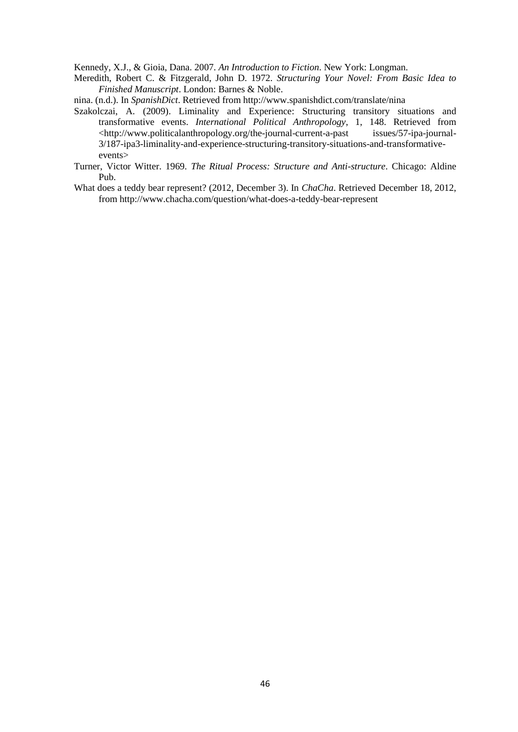Kennedy, X.J., & Gioia, Dana. 2007. *An Introduction to Fiction*. New York: Longman.

Meredith, Robert C. & Fitzgerald, John D. 1972. *Structuring Your Novel: From Basic Idea to Finished Manuscript*. London: Barnes & Noble.

nina. (n.d.). In *SpanishDict*. Retrieved from http://www.spanishdict.com/translate/nina

Szakolczai, A. (2009). Liminality and Experience: Structuring transitory situations and transformative events. *International Political Anthropology*, 1, 148. Retrieved from <http://www.politicalanthropology.org/the-journal-current-a-past issues/57-ipa-journal-3/187-ipa3-liminality-and-experience-structuring-transitory-situations-and-transformative-events>

Turner, Victor Witter. 1969. *The Ritual Process: Structure and Anti-structure*. Chicago: Aldine Pub.

What does a teddy bear represent? (2012, December 3). In *ChaCha*. Retrieved December 18, 2012, from http://www.chacha.com/question/what-does-a-teddy-bear-represent